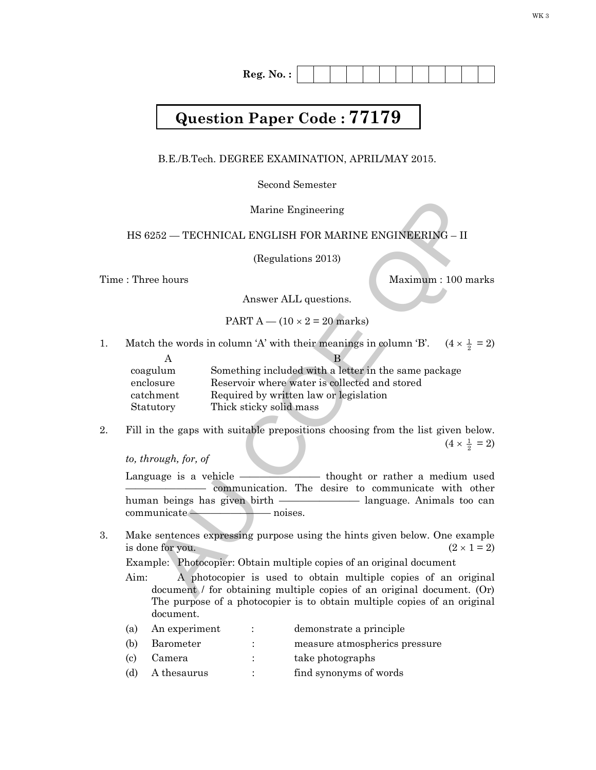Reg. No. : | | | | | | | | | | | | |

# Question Paper Code : 77179

B.E./B.Tech. DEGREE EXAMINATION, APRIL/MAY 2015.

Second Semester

Marine Engineering

HS 6252 — TECHNICAL ENGLISH FOR MARINE ENGINEERING – II

(Regulations 2013)

Time : Three hours — Maximum : 100 marks

Answer ALL questions.

PART A — ($10 \times 2 = 20$ marks)

1. Match the words in column 'A' with their meanings in column 'B'. ($4 \times \frac{1}{2} = 2$)

| A | B |
|---|---|
| coagulum | Something included with a letter in the same package |
| enclosure | Reservoir where water is collected and stored |
| catchment | Required by written law or legislation |
| Statutory | Thick sticky solid mass |

2. Fill in the gaps with suitable prepositions choosing from the list given below. ($4 \times \frac{1}{2} = 2$)

   *to, through, for, of*

   Language is a vehicle ———————— thought or rather a medium used ———————— communication. The desire to communicate with other human beings has given birth ———————— language. Animals too can communicate ———————— noises.

3. Make sentences expressing purpose using the hints given below. One example is done for you. ($2 \times 1 = 2$)

   Example: Photocopier: Obtain multiple copies of an original document

   Aim: A photocopier is used to obtain multiple copies of an original document / for obtaining multiple copies of an original document. (Or) The purpose of a photocopier is to obtain multiple copies of an original document.

   (a) An experiment : demonstrate a principle

   (b) Barometer : measure atmospherics pressure

   (c) Camera : take photographs

   (d) A thesaurus : find synonyms of words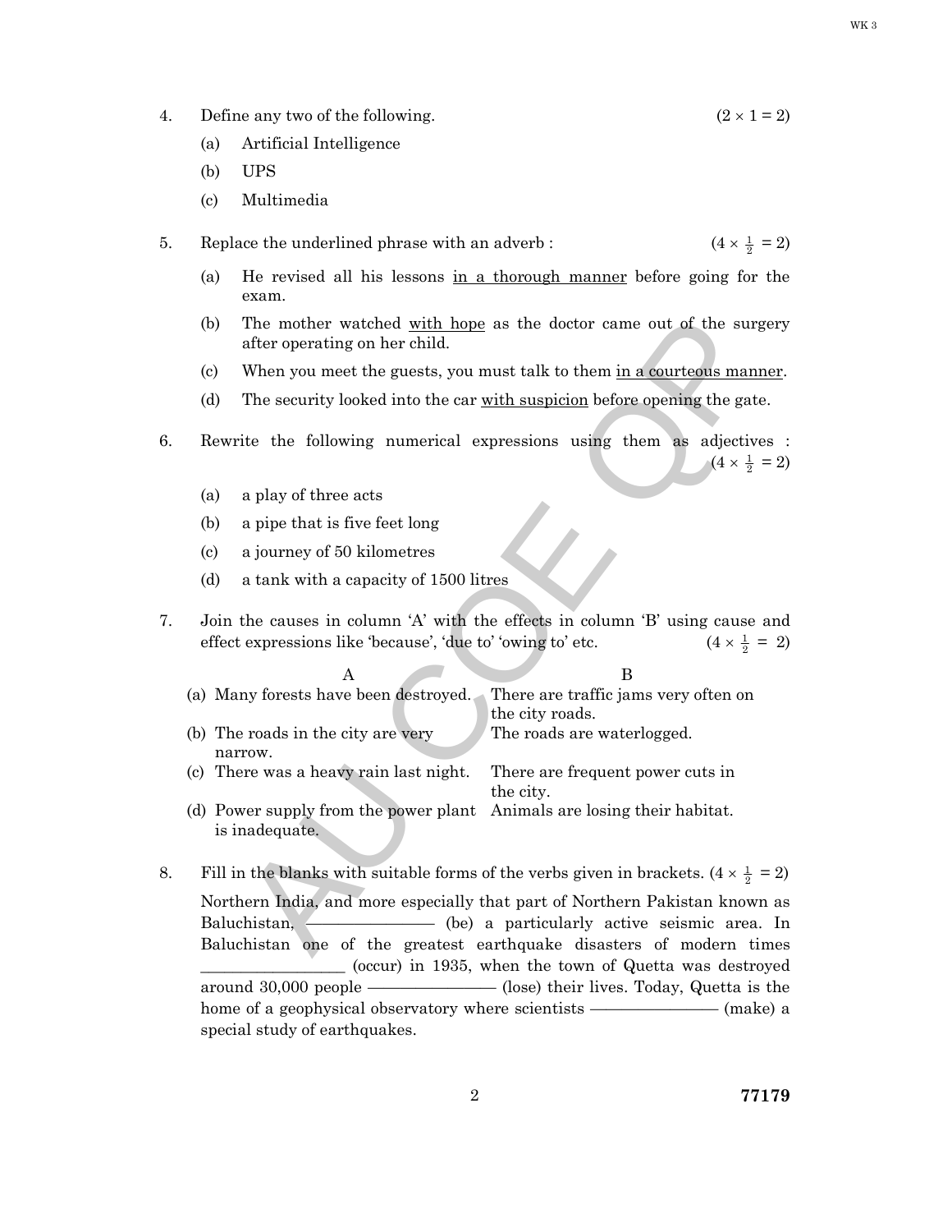4. Define any two of the following. (2 × 1 = 2)

   (a) Artificial Intelligence

   (b) UPS

   (c) Multimedia

5. Replace the underlined phrase with an adverb : (4 × $\frac{1}{2}$ = 2)

   (a) He revised all his lessons <u>in a thorough manner</u> before going for the exam.

   (b) The mother watched <u>with hope</u> as the doctor came out of the surgery after operating on her child.

   (c) When you meet the guests, you must talk to them <u>in a courteous manner</u>.

   (d) The security looked into the car <u>with suspicion</u> before opening the gate.

6. Rewrite the following numerical expressions using them as adjectives : (4 × $\frac{1}{2}$ = 2)

   (a) a play of three acts

   (b) a pipe that is five feet long

   (c) a journey of 50 kilometres

   (d) a tank with a capacity of 1500 litres

7. Join the causes in column 'A' with the effects in column 'B' using cause and effect expressions like 'because', 'due to' 'owing to' etc. (4 × $\frac{1}{2}$ = 2)

| A | B |
|---|---|
| (a) Many forests have been destroyed. | There are traffic jams very often on the city roads. |
| (b) The roads in the city are very narrow. | The roads are waterlogged. |
| (c) There was a heavy rain last night. | There are frequent power cuts in the city. |
| (d) Power supply from the power plant is inadequate. | Animals are losing their habitat. |

8. Fill in the blanks with suitable forms of the verbs given in brackets. (4 × $\frac{1}{2}$ = 2)

   Northern India, and more especially that part of Northern Pakistan known as Baluchistan, ———————— (be) a particularly active seismic area. In Baluchistan one of the greatest earthquake disasters of modern times ________________ (occur) in 1935, when the town of Quetta was destroyed around 30,000 people ———————— (lose) their lives. Today, Quetta is the home of a geophysical observatory where scientists ———————— (make) a special study of earthquakes.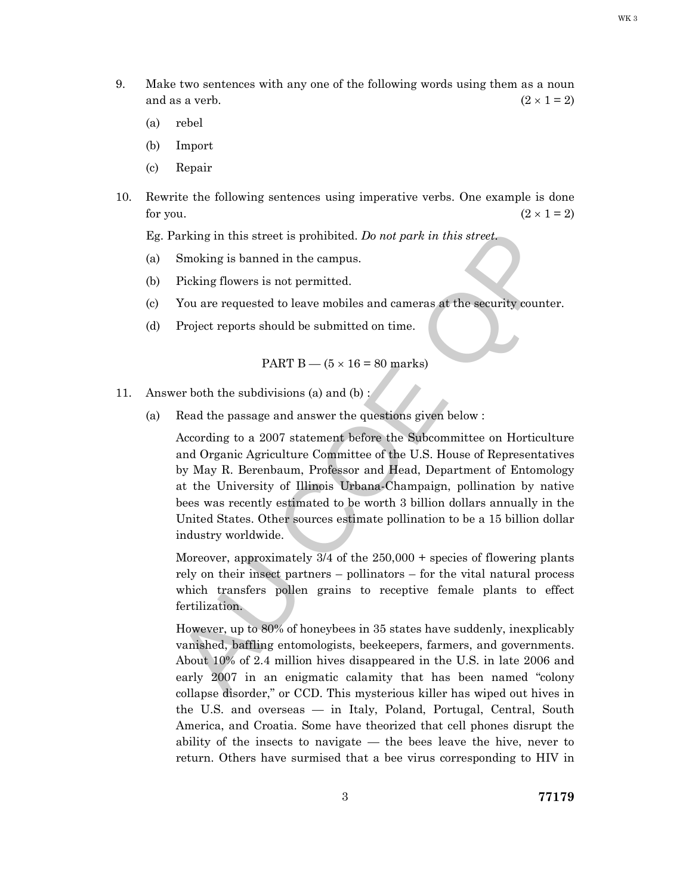9. Make two sentences with any one of the following words using them as a noun and as a verb. $(2 \times 1 = 2)$

   (a) rebel

   (b) Import

   (c) Repair

10. Rewrite the following sentences using imperative verbs. One example is done for you. $(2 \times 1 = 2)$

    Eg. Parking in this street is prohibited. *Do not park in this street.*

    (a) Smoking is banned in the campus.

    (b) Picking flowers is not permitted.

    (c) You are requested to leave mobiles and cameras at the security counter.

    (d) Project reports should be submitted on time.

## PART B — (5 × 16 = 80 marks)

11. Answer both the subdivisions (a) and (b) :

    (a) Read the passage and answer the questions given below :

    According to a 2007 statement before the Subcommittee on Horticulture and Organic Agriculture Committee of the U.S. House of Representatives by May R. Berenbaum, Professor and Head, Department of Entomology at the University of Illinois Urbana-Champaign, pollination by native bees was recently estimated to be worth 3 billion dollars annually in the United States. Other sources estimate pollination to be a 15 billion dollar industry worldwide.

    Moreover, approximately 3/4 of the 250,000 + species of flowering plants rely on their insect partners – pollinators – for the vital natural process which transfers pollen grains to receptive female plants to effect fertilization.

    However, up to 80% of honeybees in 35 states have suddenly, inexplicably vanished, baffling entomologists, beekeepers, farmers, and governments. About 10% of 2.4 million hives disappeared in the U.S. in late 2006 and early 2007 in an enigmatic calamity that has been named "colony collapse disorder," or CCD. This mysterious killer has wiped out hives in the U.S. and overseas — in Italy, Poland, Portugal, Central, South America, and Croatia. Some have theorized that cell phones disrupt the ability of the insects to navigate — the bees leave the hive, never to return. Others have surmised that a bee virus corresponding to HIV in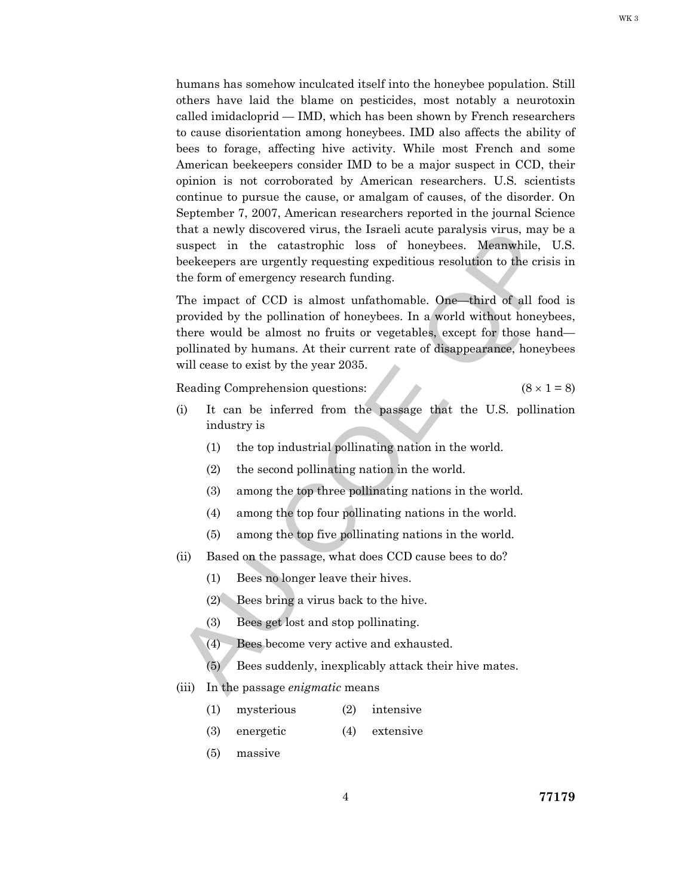humans has somehow inculcated itself into the honeybee population. Still others have laid the blame on pesticides, most notably a neurotoxin called imidacloprid — IMD, which has been shown by French researchers to cause disorientation among honeybees. IMD also affects the ability of bees to forage, affecting hive activity. While most French and some American beekeepers consider IMD to be a major suspect in CCD, their opinion is not corroborated by American researchers. U.S. scientists continue to pursue the cause, or amalgam of causes, of the disorder. On September 7, 2007, American researchers reported in the journal Science that a newly discovered virus, the Israeli acute paralysis virus, may be a suspect in the catastrophic loss of honeybees. Meanwhile, U.S. beekeepers are urgently requesting expeditious resolution to the crisis in the form of emergency research funding.

The impact of CCD is almost unfathomable. One—third of all food is provided by the pollination of honeybees. In a world without honeybees, there would be almost no fruits or vegetables, except for those hand—pollinated by humans. At their current rate of disappearance, honeybees will cease to exist by the year 2035.

Reading Comprehension questions: (8 × 1 = 8)

(i) It can be inferred from the passage that the U.S. pollination industry is

 (1) the top industrial pollinating nation in the world.

 (2) the second pollinating nation in the world.

 (3) among the top three pollinating nations in the world.

 (4) among the top four pollinating nations in the world.

 (5) among the top five pollinating nations in the world.

(ii) Based on the passage, what does CCD cause bees to do?

 (1) Bees no longer leave their hives.

 (2) Bees bring a virus back to the hive.

 (3) Bees get lost and stop pollinating.

 (4) Bees become very active and exhausted.

 (5) Bees suddenly, inexplicably attack their hive mates.

(iii) In the passage *enigmatic* means

 (1) mysterious  (2) intensive

 (3) energetic  (4) extensive

 (5) massive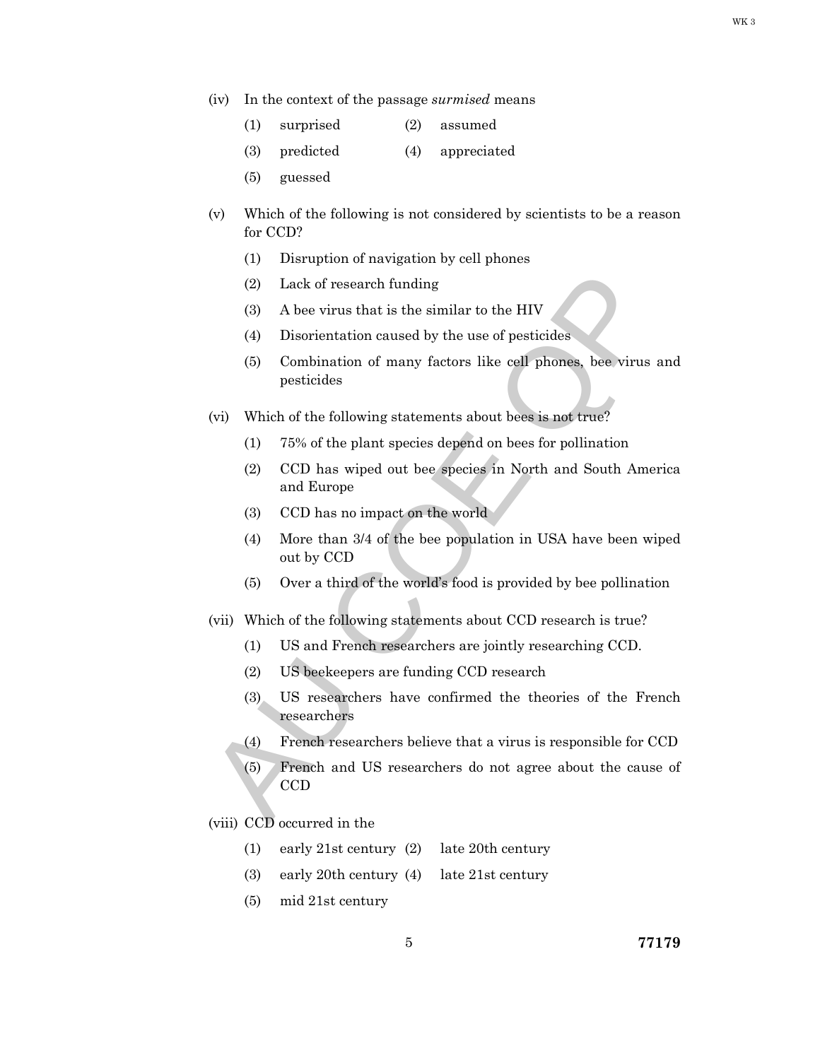(iv) In the context of the passage *surmised* means

(1) surprised (2) assumed

(3) predicted (4) appreciated

(5) guessed

(v) Which of the following is not considered by scientists to be a reason for CCD?

(1) Disruption of navigation by cell phones

(2) Lack of research funding

(3) A bee virus that is the similar to the HIV

(4) Disorientation caused by the use of pesticides

(5) Combination of many factors like cell phones, bee virus and pesticides

(vi) Which of the following statements about bees is not true?

(1) 75% of the plant species depend on bees for pollination

(2) CCD has wiped out bee species in North and South America and Europe

(3) CCD has no impact on the world

(4) More than 3/4 of the bee population in USA have been wiped out by CCD

(5) Over a third of the world's food is provided by bee pollination

(vii) Which of the following statements about CCD research is true?

(1) US and French researchers are jointly researching CCD.

(2) US beekeepers are funding CCD research

(3) US researchers have confirmed the theories of the French researchers

(4) French researchers believe that a virus is responsible for CCD

(5) French and US researchers do not agree about the cause of CCD

(viii) CCD occurred in the

(1) early 21st century (2) late 20th century

(3) early 20th century (4) late 21st century

(5) mid 21st century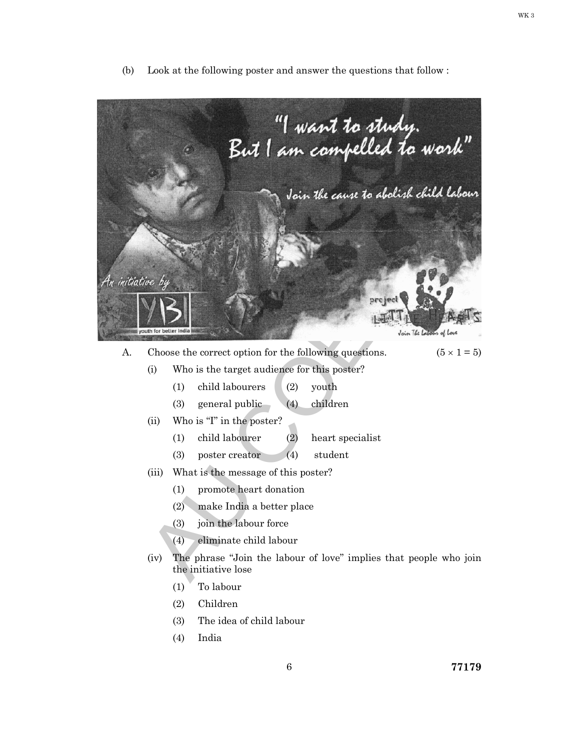(b) Look at the following poster and answer the questions that follow :

A. Choose the correct option for the following questions. (5 × 1 = 5)

(i) Who is the target audience for this poster?

(1) child labourers (2) youth

(3) general public (4) children

(ii) Who is "I" in the poster?

(1) child labourer (2) heart specialist

(3) poster creator (4) student

(iii) What is the message of this poster?

(1) promote heart donation

(2) make India a better place

(3) join the labour force

(4) eliminate child labour

(iv) The phrase "Join the labour of love" implies that people who join the initiative lose

(1) To labour

(2) Children

(3) The idea of child labour

(4) India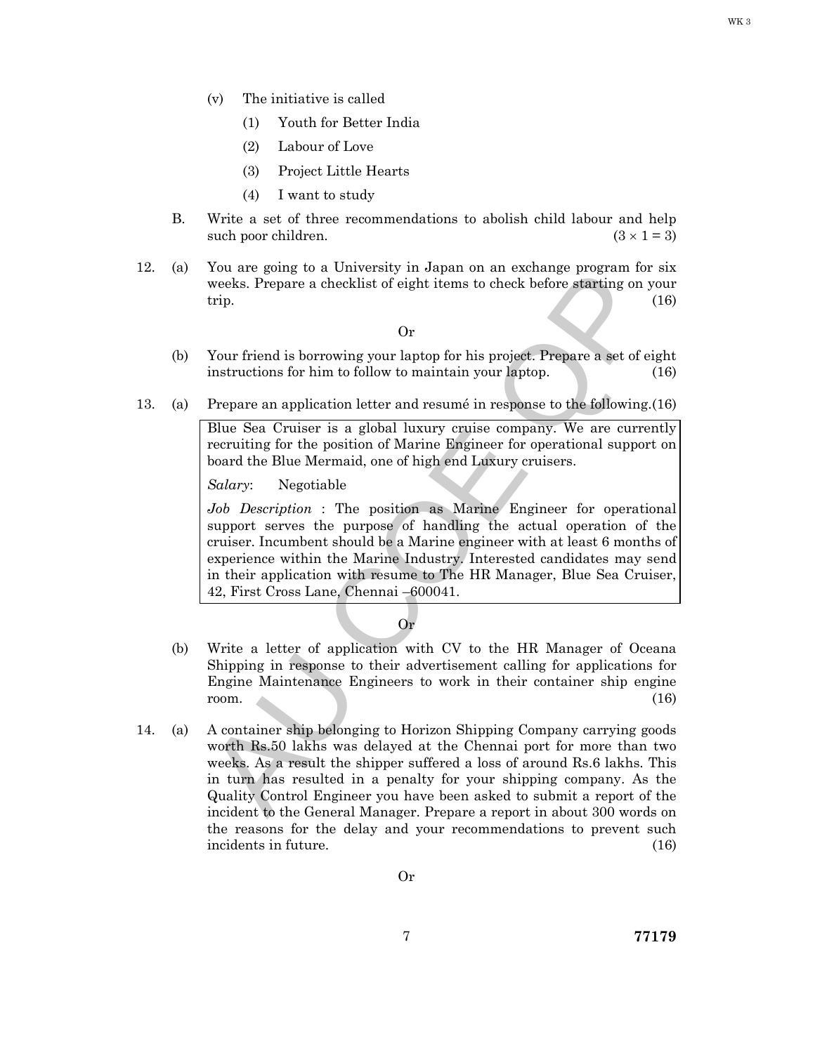(v) The initiative is called

(1) Youth for Better India

(2) Labour of Love

(3) Project Little Hearts

(4) I want to study

B. Write a set of three recommendations to abolish child labour and help such poor children. $(3 \times 1 = 3)$

12. (a) You are going to a University in Japan on an exchange program for six weeks. Prepare a checklist of eight items to check before starting on your trip. (16)

Or

(b) Your friend is borrowing your laptop for his project. Prepare a set of eight instructions for him to follow to maintain your laptop. (16)

13. (a) Prepare an application letter and resumé in response to the following.(16)

> Blue Sea Cruiser is a global luxury cruise company. We are currently recruiting for the position of Marine Engineer for operational support on board the Blue Mermaid, one of high end Luxury cruisers.
>
> *Salary*: Negotiable
>
> *Job Description* : The position as Marine Engineer for operational support serves the purpose of handling the actual operation of the cruiser. Incumbent should be a Marine engineer with at least 6 months of experience within the Marine Industry. Interested candidates may send in their application with resume to The HR Manager, Blue Sea Cruiser, 42, First Cross Lane, Chennai –600041.

Or

(b) Write a letter of application with CV to the HR Manager of Oceana Shipping in response to their advertisement calling for applications for Engine Maintenance Engineers to work in their container ship engine room. (16)

14. (a) A container ship belonging to Horizon Shipping Company carrying goods worth Rs.50 lakhs was delayed at the Chennai port for more than two weeks. As a result the shipper suffered a loss of around Rs.6 lakhs. This in turn has resulted in a penalty for your shipping company. As the Quality Control Engineer you have been asked to submit a report of the incident to the General Manager. Prepare a report in about 300 words on the reasons for the delay and your recommendations to prevent such incidents in future. (16)

Or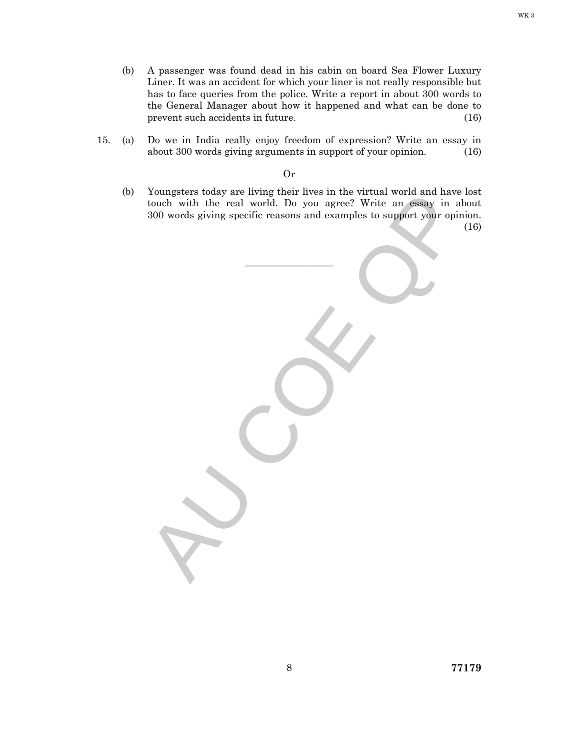(b) A passenger was found dead in his cabin on board Sea Flower Luxury Liner. It was an accident for which your liner is not really responsible but has to face queries from the police. Write a report in about 300 words to the General Manager about how it happened and what can be done to prevent such accidents in future. (16)

15. (a) Do we in India really enjoy freedom of expression? Write an essay in about 300 words giving arguments in support of your opinion. (16)

Or

(b) Youngsters today are living their lives in the virtual world and have lost touch with the real world. Do you agree? Write an essay in about 300 words giving specific reasons and examples to support your opinion. (16)

———————